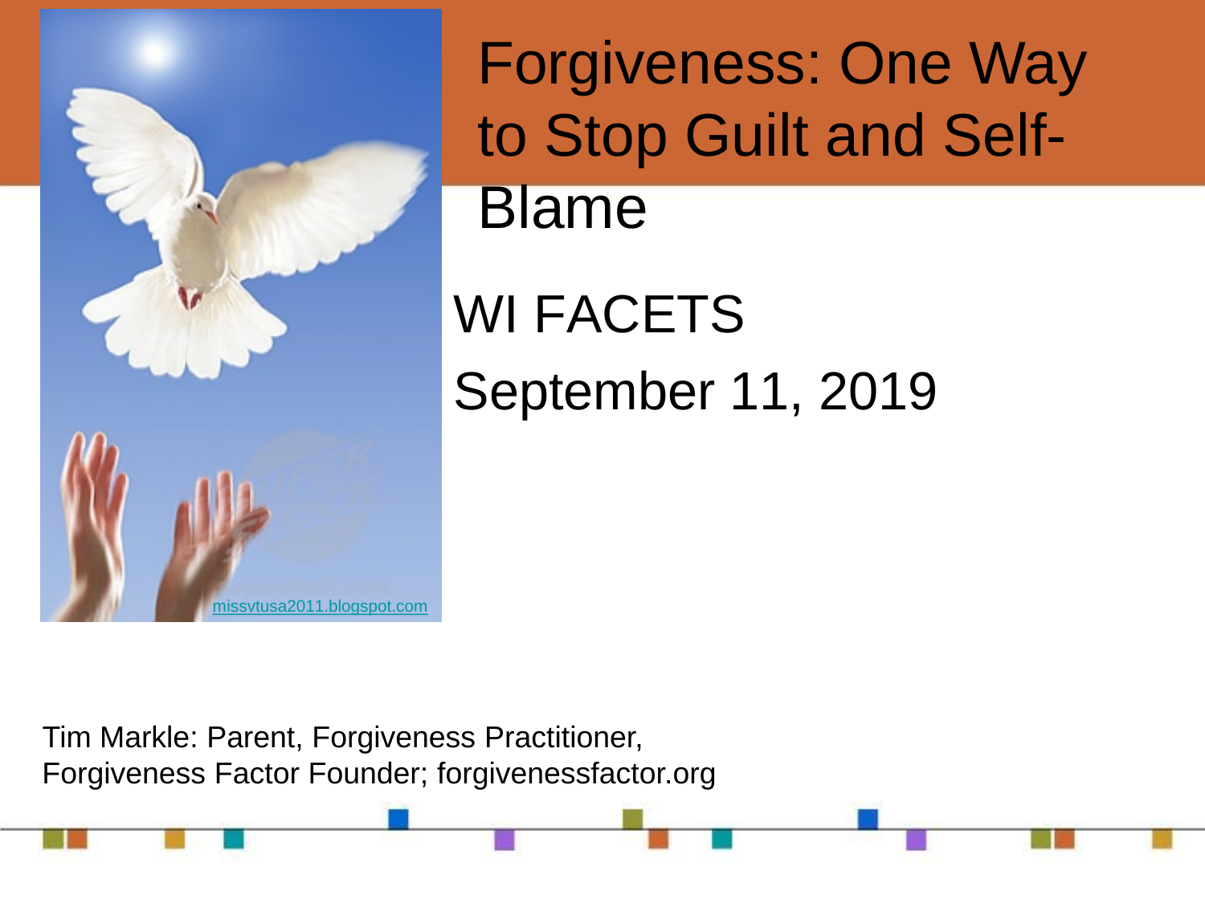# Forgiveness: One Way to Stop Guilt and Self-Blame

missvtusa2011.blogspot.com

WI FACETS

September 11, 2019

Tim Markle: Parent, Forgiveness Practitioner, Forgiveness Factor Founder; forgivenessfactor.org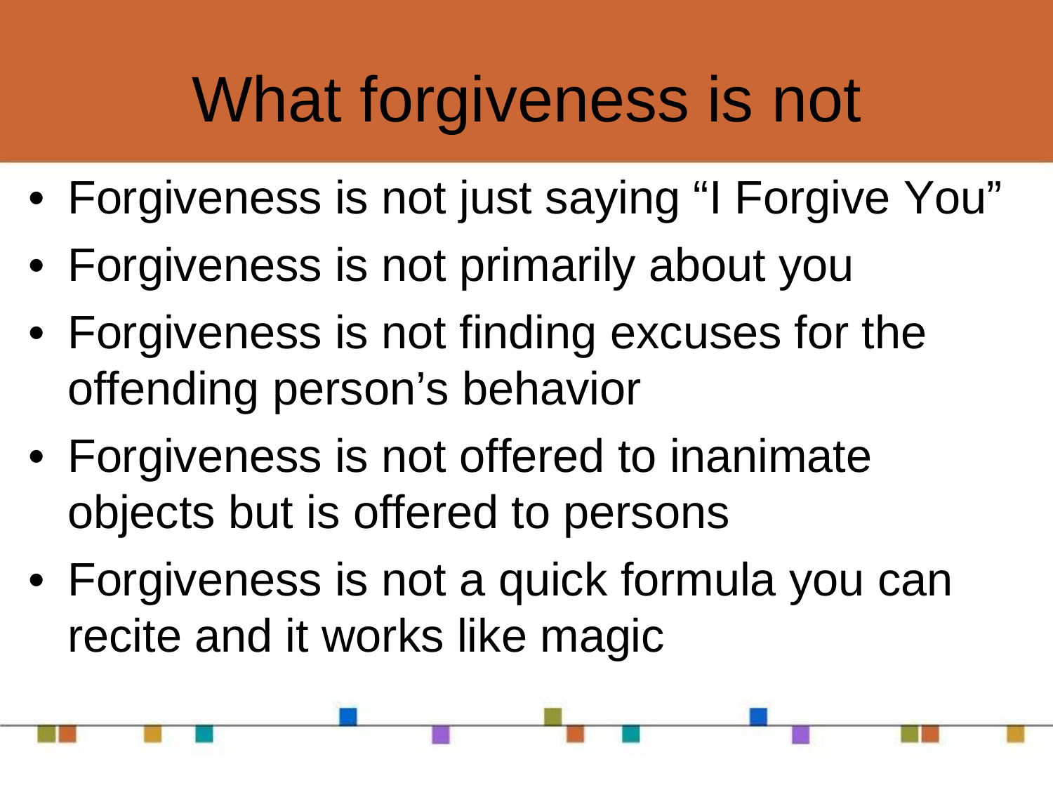# What forgiveness is not

- Forgiveness is not just saying “I Forgive You”
- Forgiveness is not primarily about you
- Forgiveness is not finding excuses for the offending person’s behavior
- Forgiveness is not offered to inanimate objects but is offered to persons
- Forgiveness is not a quick formula you can recite and it works like magic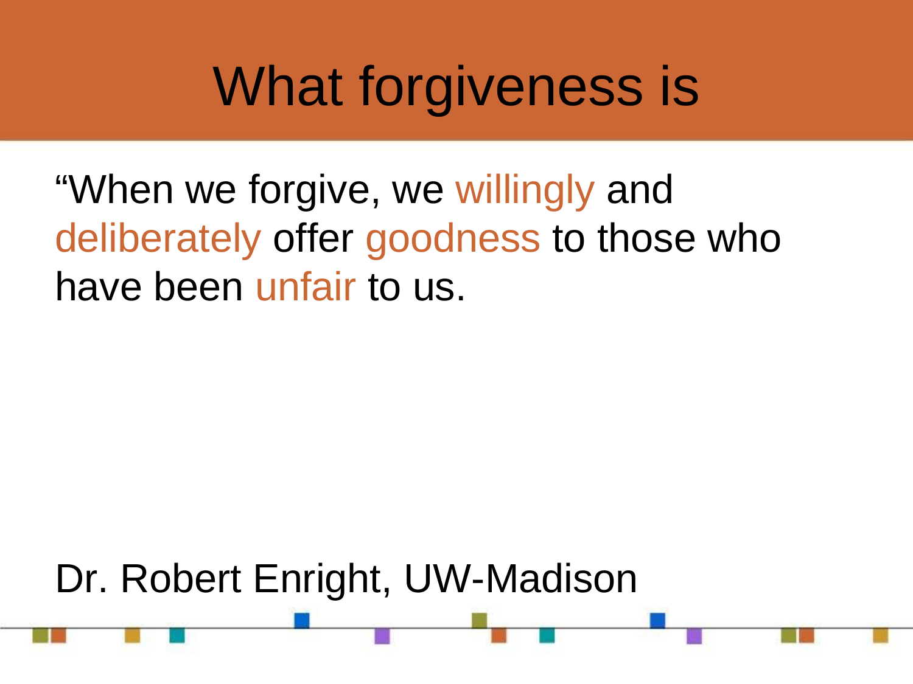# What forgiveness is

“When we forgive, we willingly and deliberately offer goodness to those who have been unfair to us.

Dr. Robert Enright, UW-Madison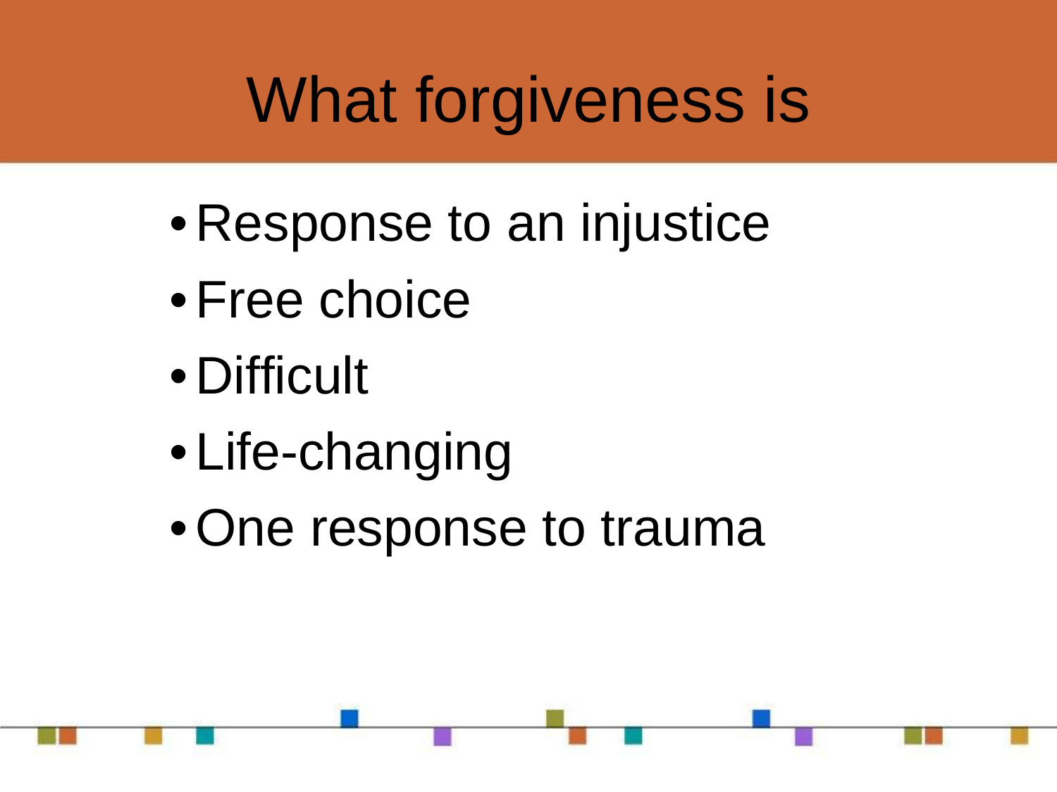# What forgiveness is

- Response to an injustice
- Free choice
- Difficult
- Life-changing
- One response to trauma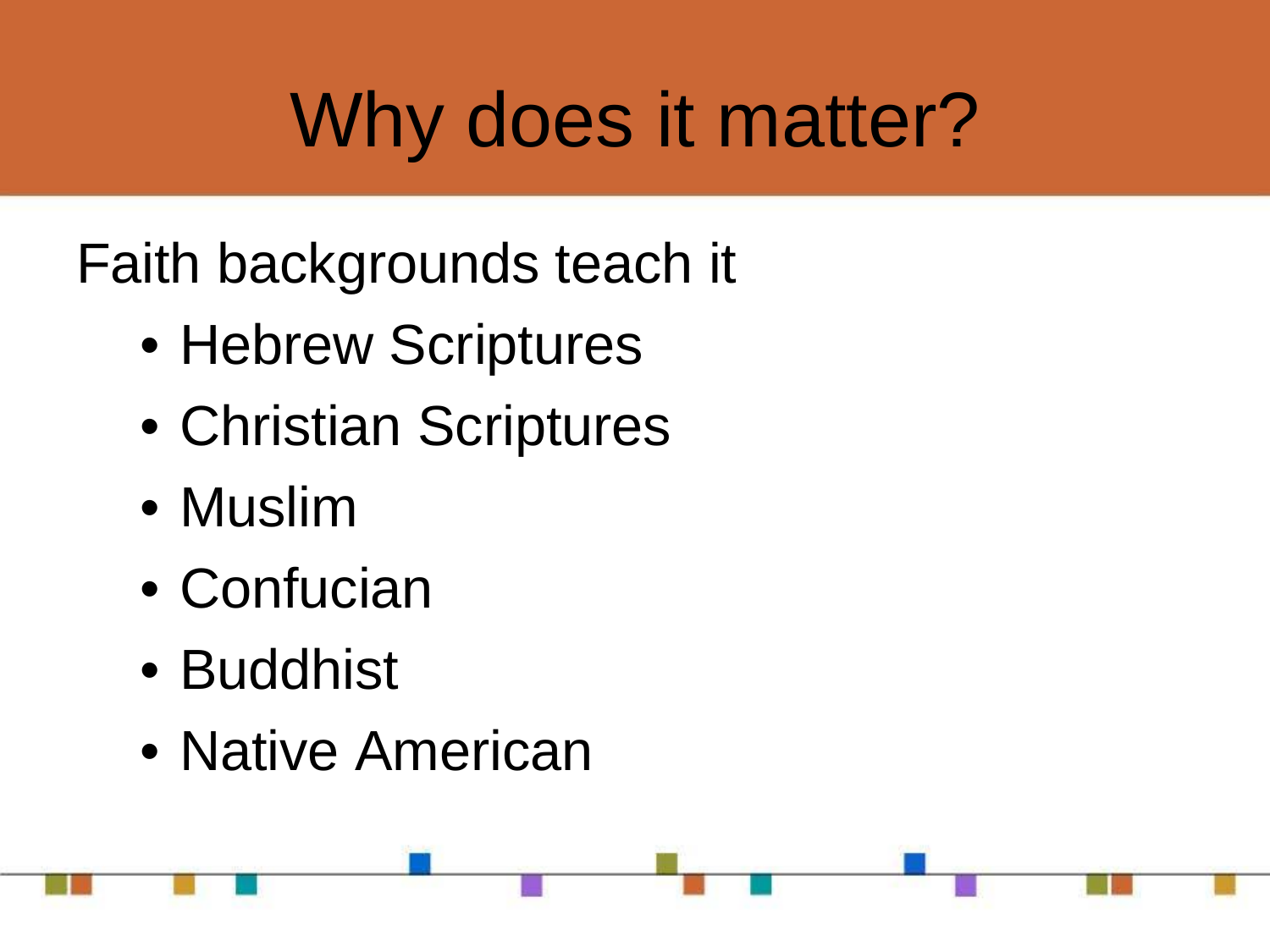# Why does it matter?

Faith backgrounds teach it

- Hebrew Scriptures
- Christian Scriptures
- Muslim
- Confucian
- Buddhist
- Native American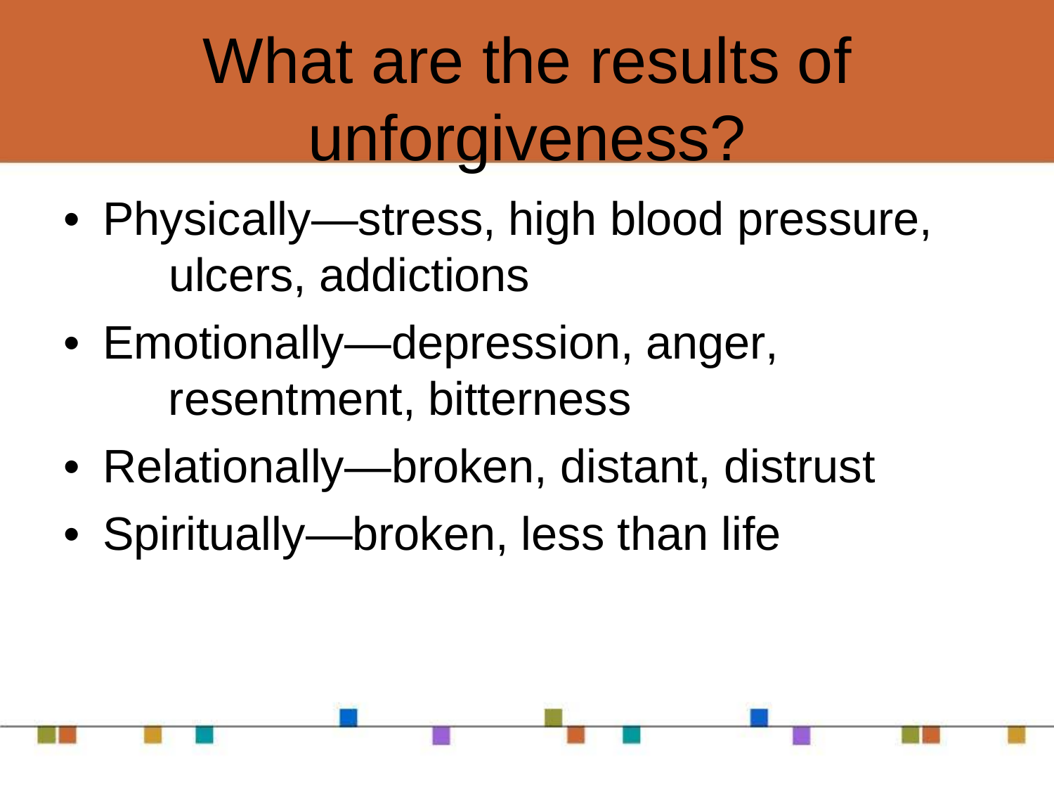# What are the results of unforgiveness?

- Physically—stress, high blood pressure, ulcers, addictions
- Emotionally—depression, anger, resentment, bitterness
- Relationally—broken, distant, distrust
- Spiritually—broken, less than life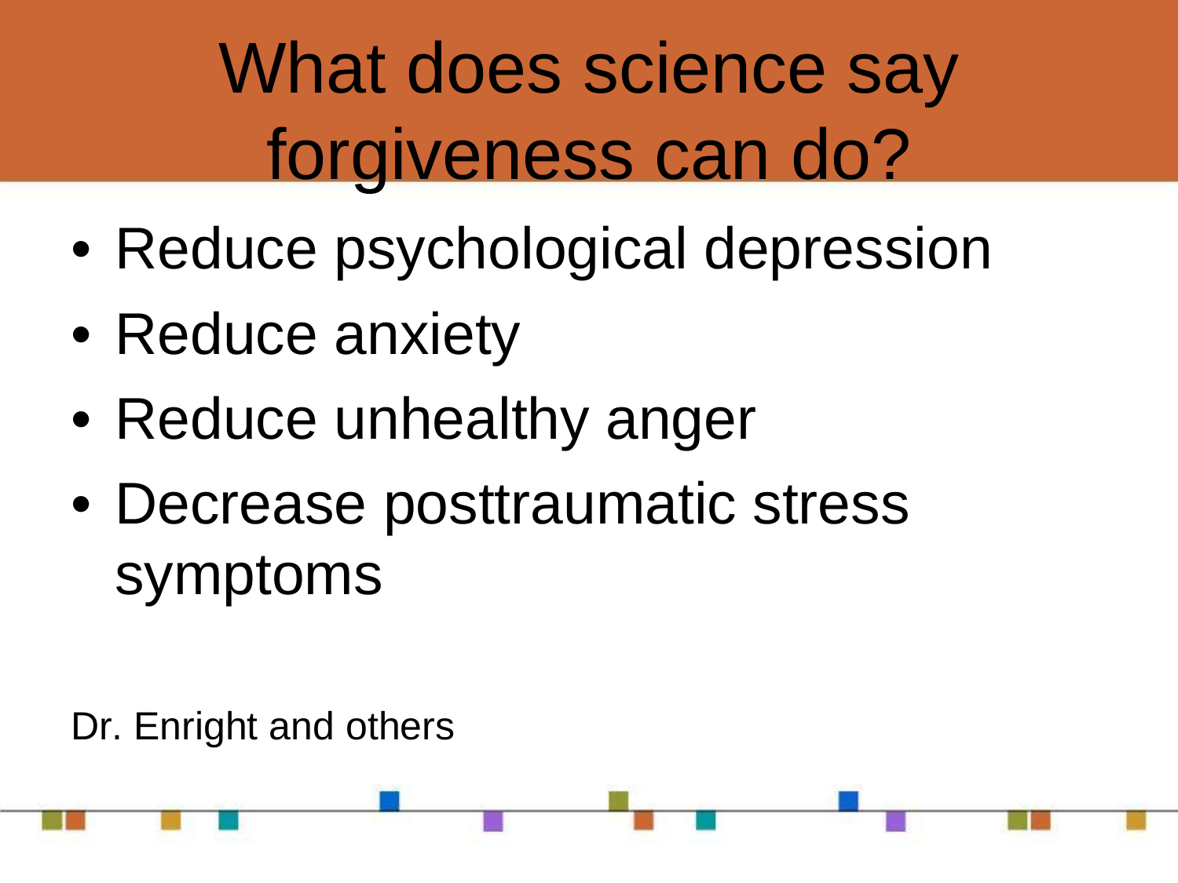# What does science say forgiveness can do?

- Reduce psychological depression
- Reduce anxiety
- Reduce unhealthy anger
- Decrease posttraumatic stress symptoms

Dr. Enright and others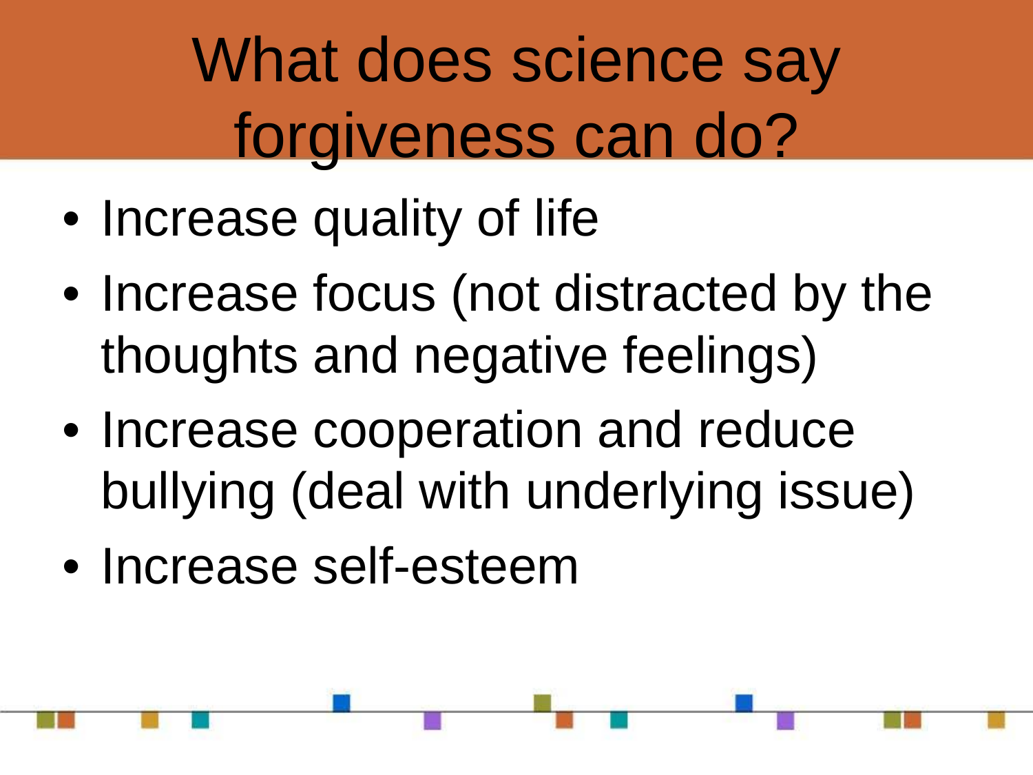# What does science say forgiveness can do?

- Increase quality of life
- Increase focus (not distracted by the thoughts and negative feelings)
- Increase cooperation and reduce bullying (deal with underlying issue)
- Increase self-esteem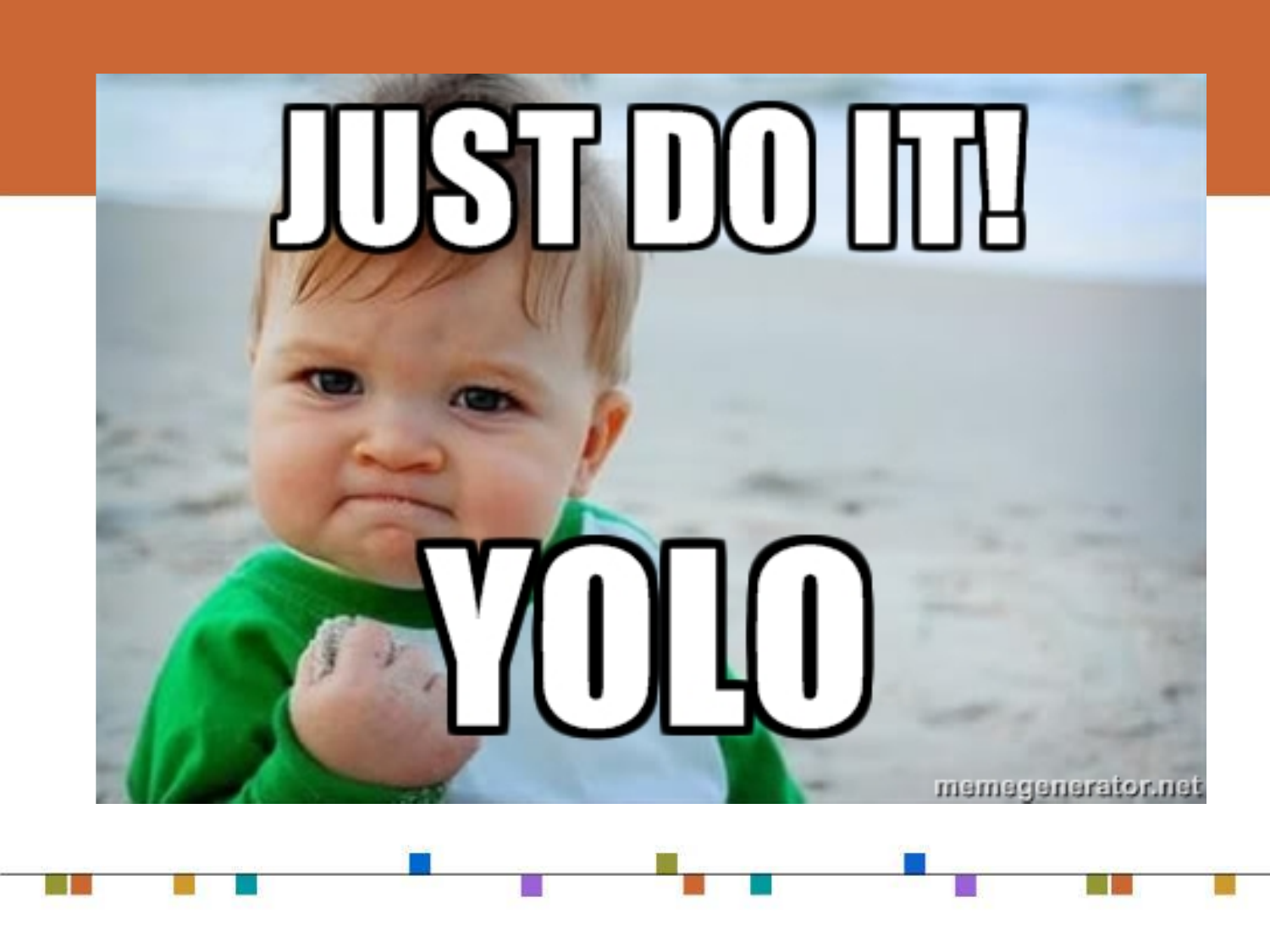JUST DO IT!

YOLO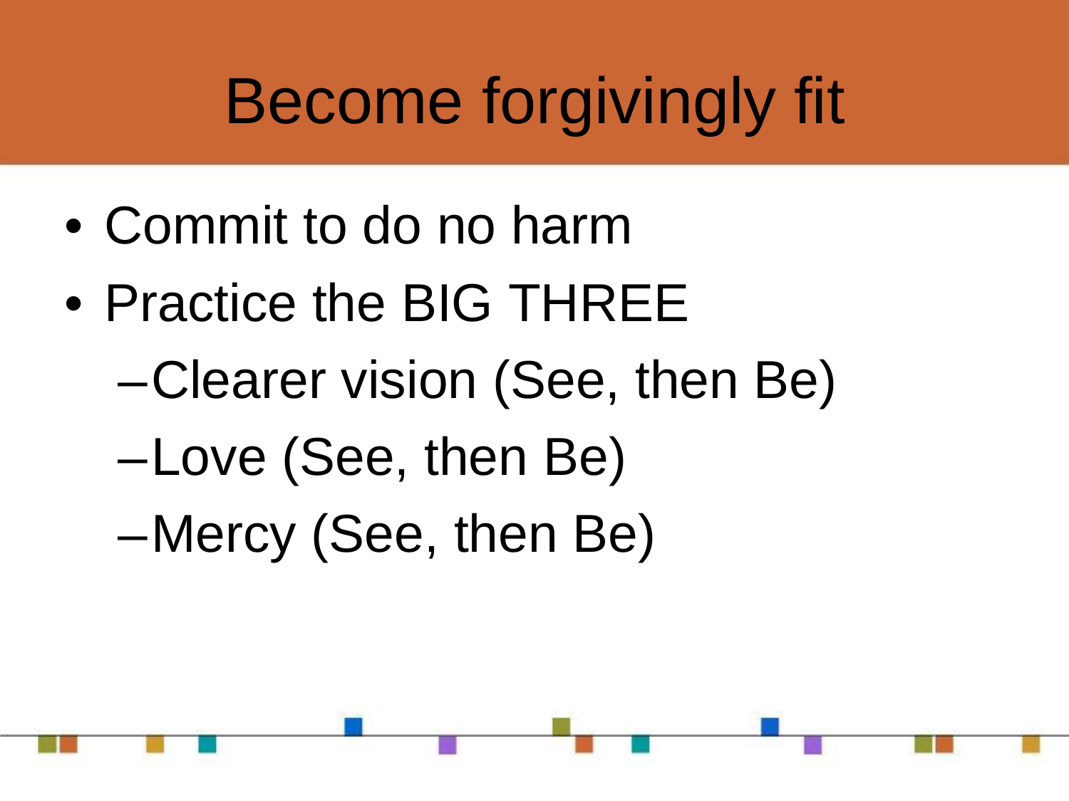# Become forgivingly fit

- Commit to do no harm
- Practice the BIG THREE
  - Clearer vision (See, then Be)
  - Love (See, then Be)
  - Mercy (See, then Be)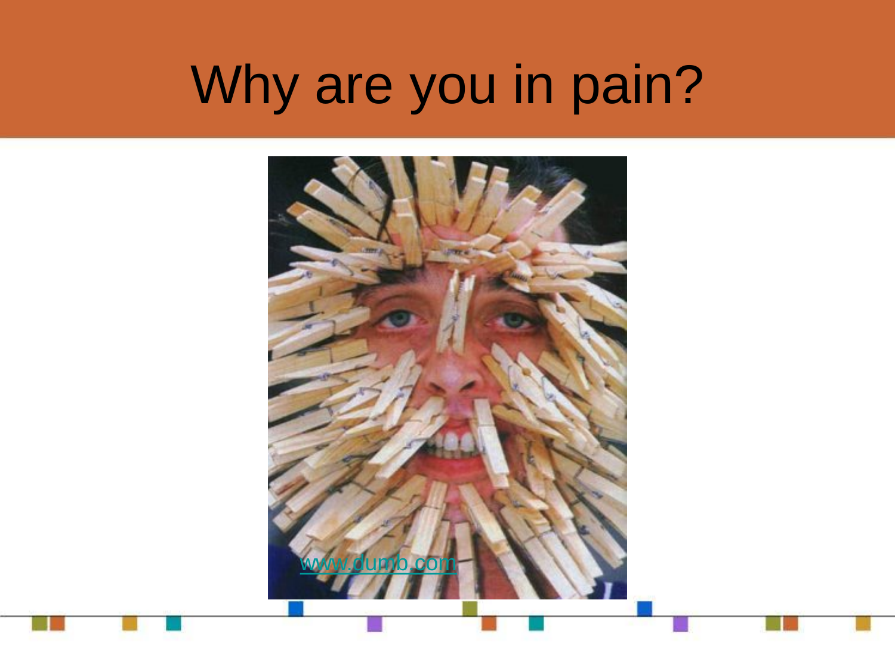# Why are you in pain?

www.dumb.com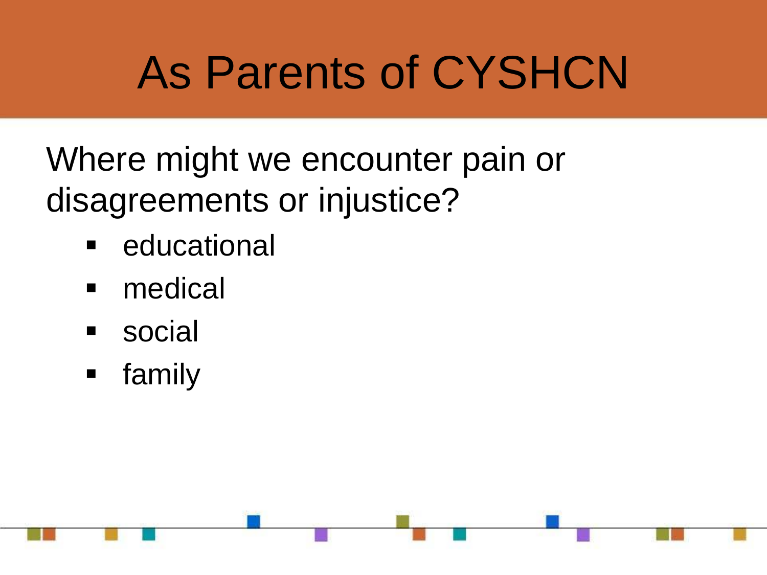# As Parents of CYSHCN

Where might we encounter pain or disagreements or injustice?

- educational
- medical
- social
- family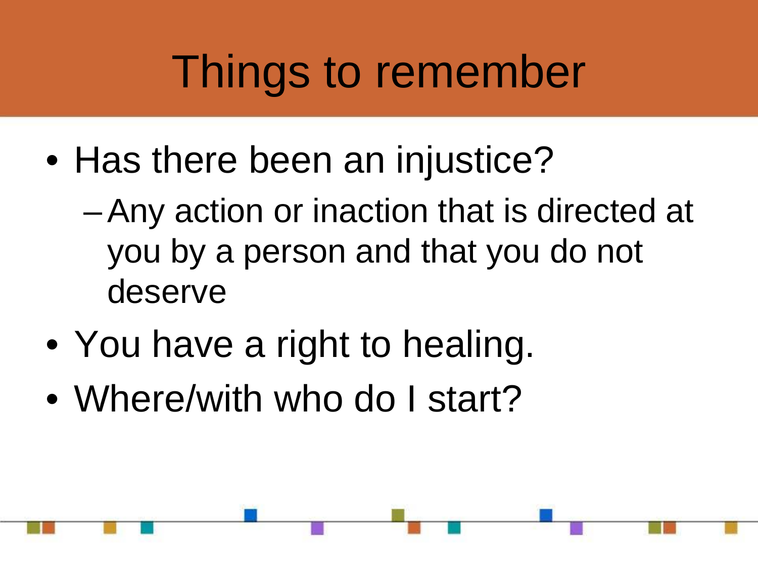# Things to remember

- Has there been an injustice?
  - Any action or inaction that is directed at you by a person and that you do not deserve
- You have a right to healing.
- Where/with who do I start?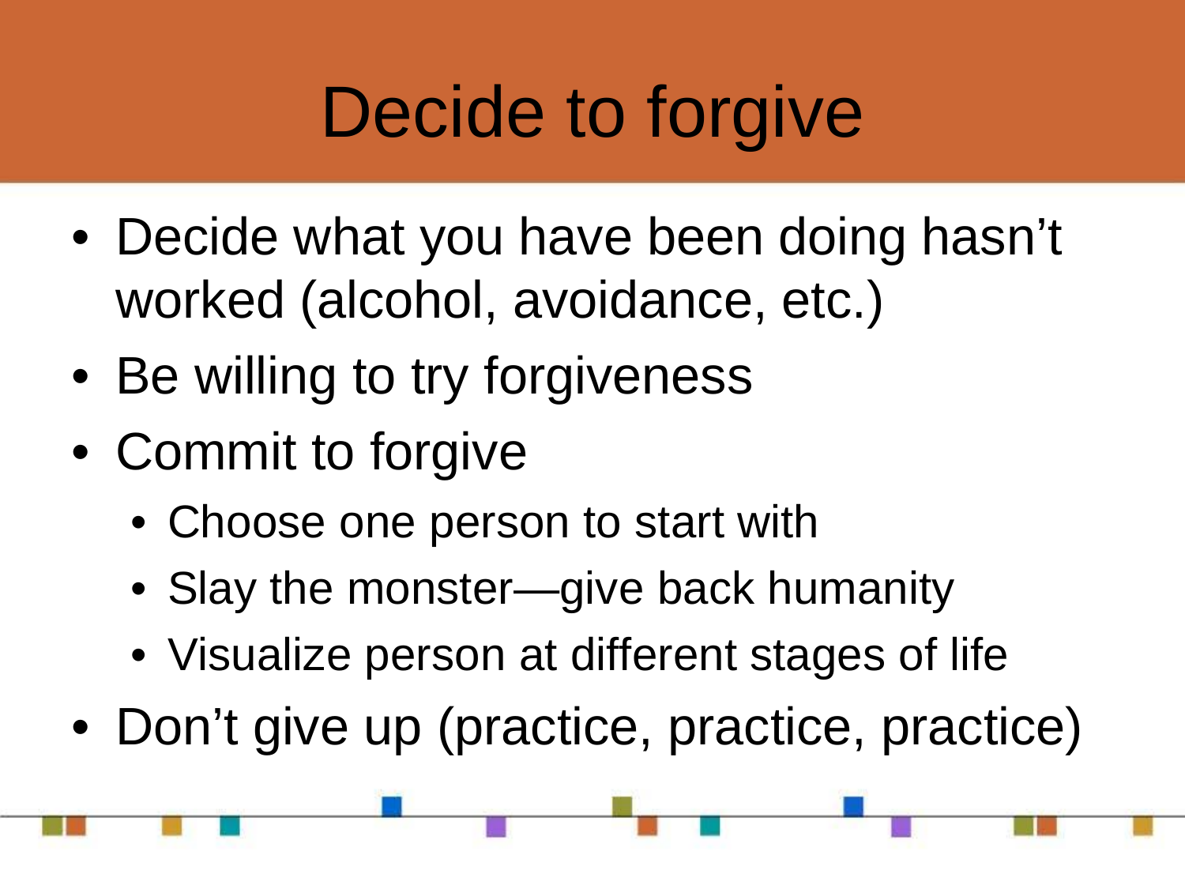# Decide to forgive

- Decide what you have been doing hasn't worked (alcohol, avoidance, etc.)
- Be willing to try forgiveness
- Commit to forgive
  - Choose one person to start with
  - Slay the monster—give back humanity
  - Visualize person at different stages of life
- Don't give up (practice, practice, practice)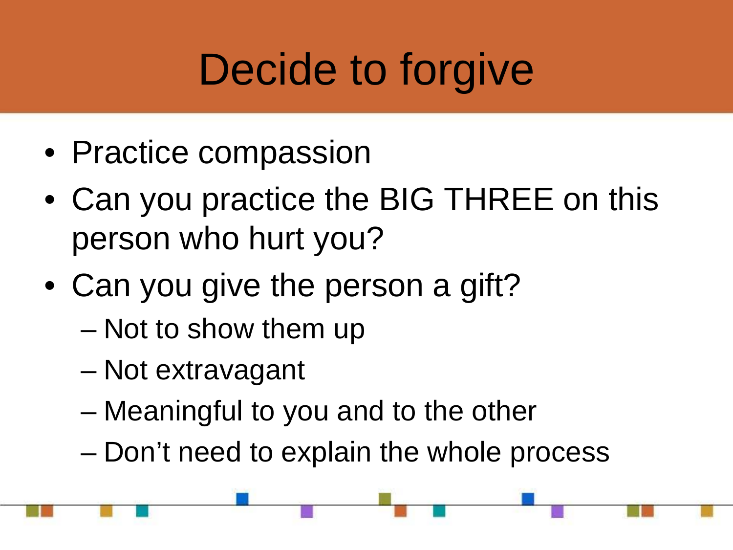# Decide to forgive

- Practice compassion
- Can you practice the BIG THREE on this person who hurt you?
- Can you give the person a gift?
  - Not to show them up
  - Not extravagant
  - Meaningful to you and to the other
  - Don't need to explain the whole process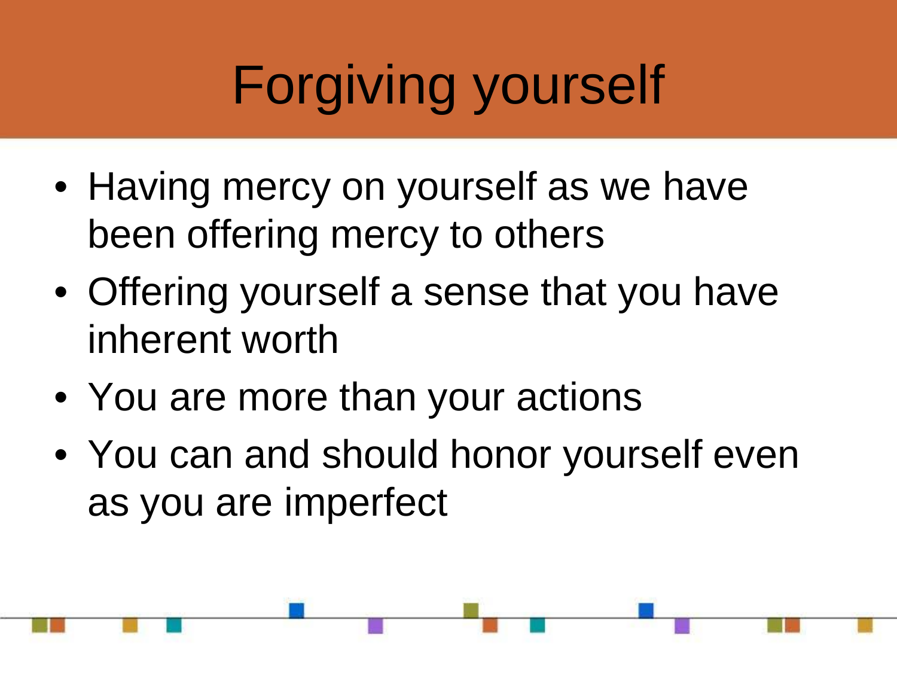# Forgiving yourself

- Having mercy on yourself as we have been offering mercy to others
- Offering yourself a sense that you have inherent worth
- You are more than your actions
- You can and should honor yourself even as you are imperfect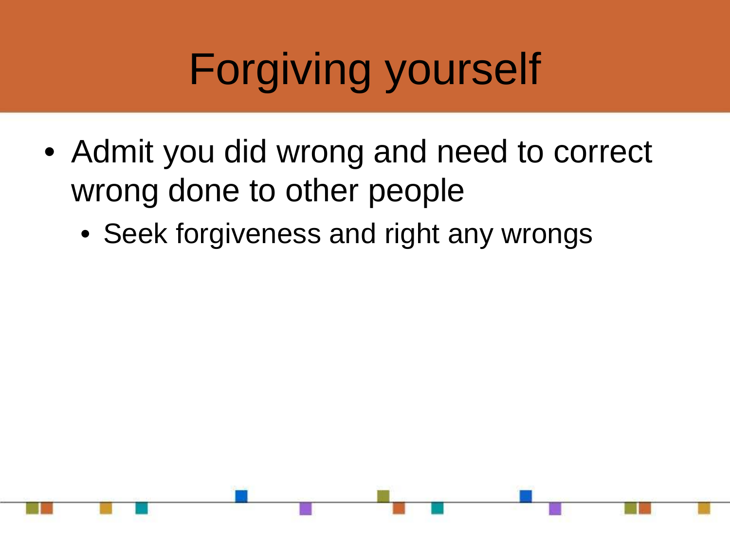# Forgiving yourself

- Admit you did wrong and need to correct wrong done to other people
  - Seek forgiveness and right any wrongs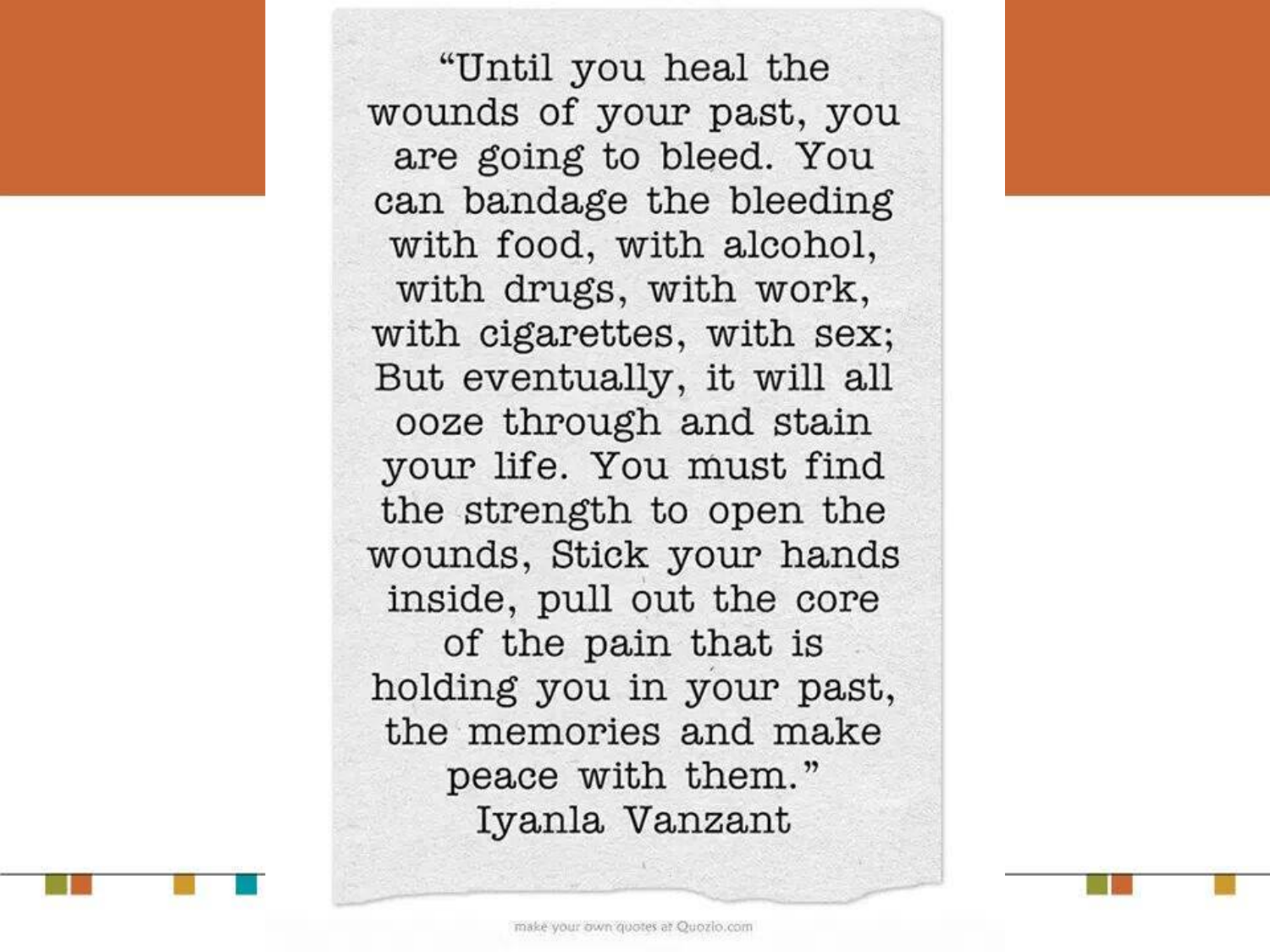"Until you heal the wounds of your past, you are going to bleed. You can bandage the bleeding with food, with alcohol, with drugs, with work, with cigarettes, with sex; But eventually, it will all ooze through and stain your life. You must find the strength to open the wounds, Stick your hands inside, pull out the core of the pain that is holding you in your past, the memories and make peace with them."

Iyanla Vanzant

make your own quotes at Quozio.com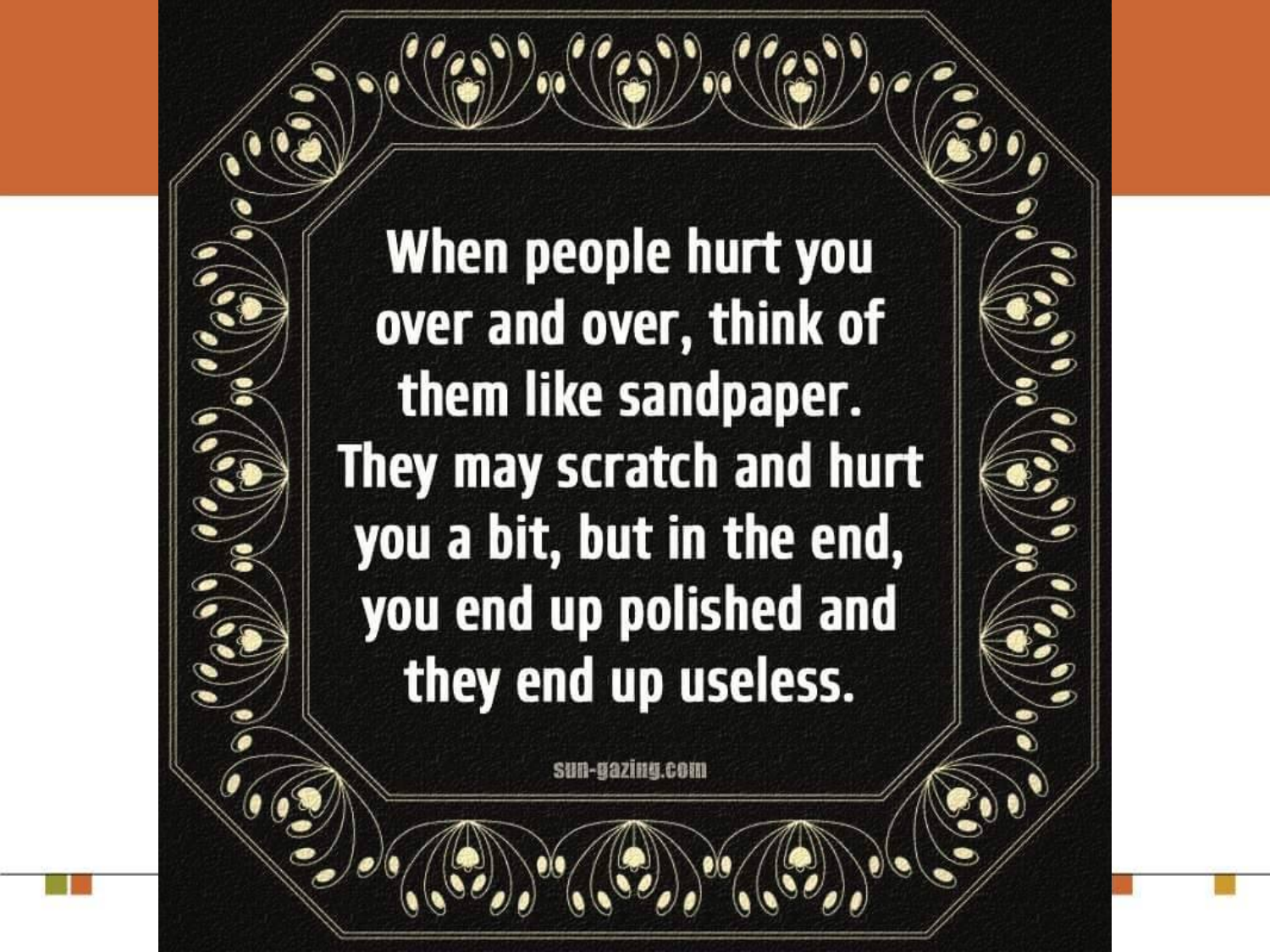When people hurt you over and over, think of them like sandpaper. They may scratch and hurt you a bit, but in the end, you end up polished and they end up useless.

sun-gazing.com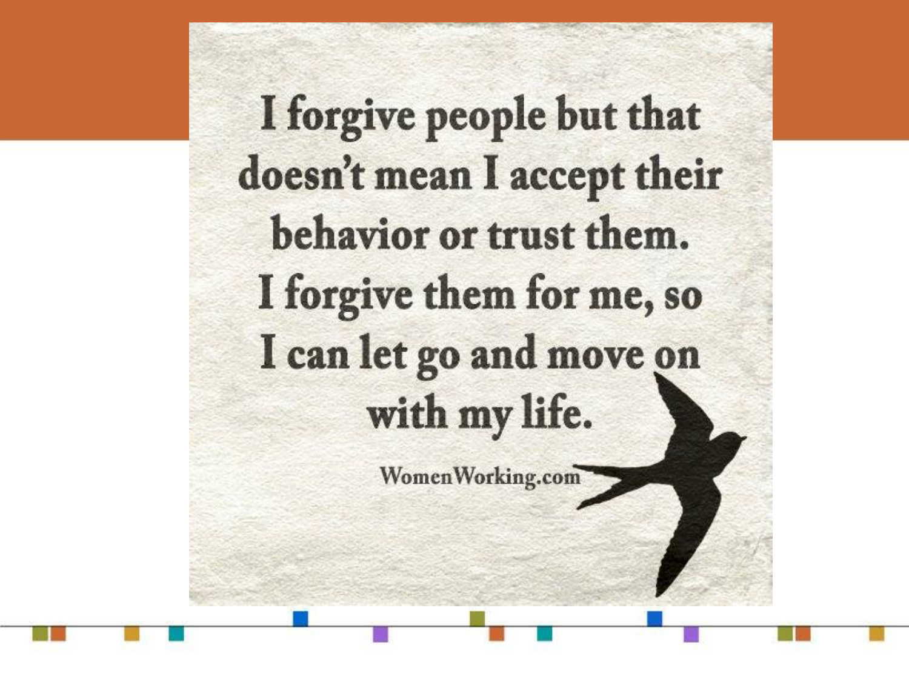I forgive people but that doesn't mean I accept their behavior or trust them. I forgive them for me, so I can let go and move on with my life.

WomenWorking.com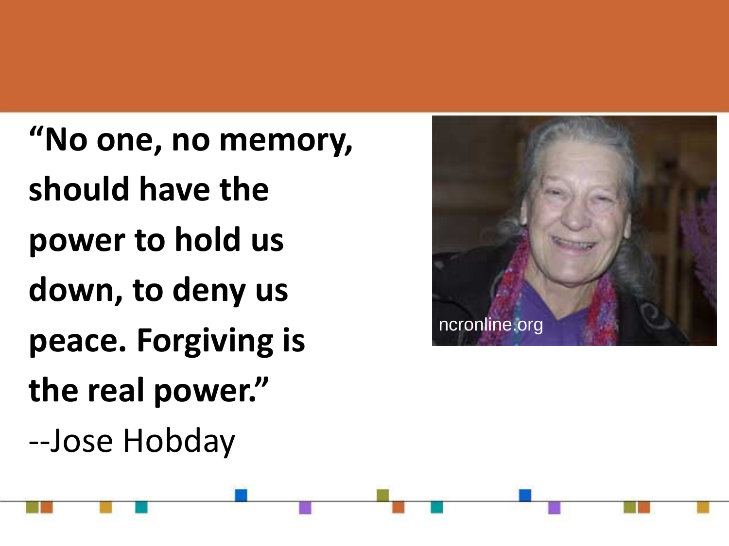**“No one, no memory, should have the power to hold us down, to deny us peace. Forgiving is the real power.”**

--Jose Hobday

ncronline.org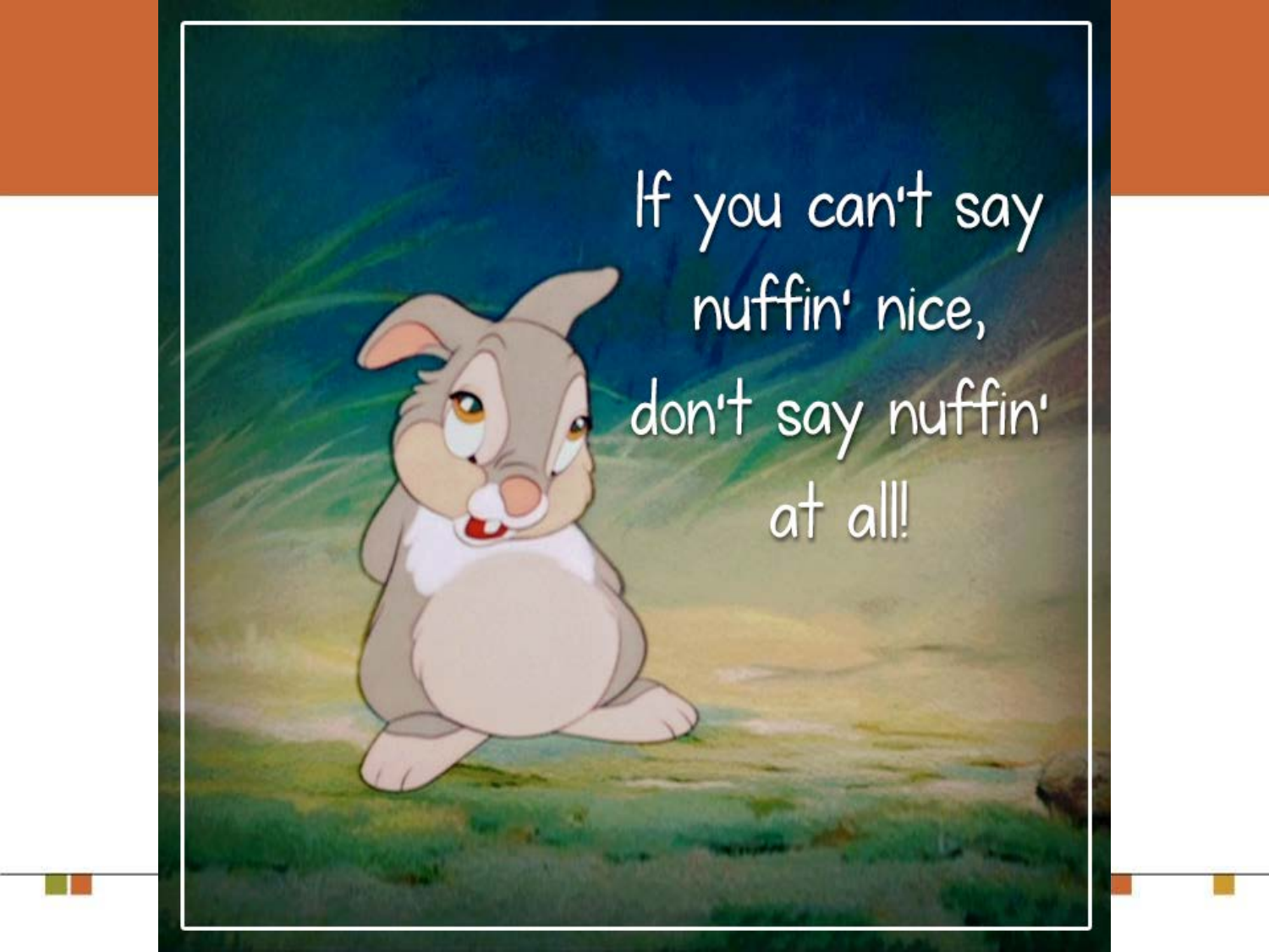If you can't say nuffin' nice, don't say nuffin' at all!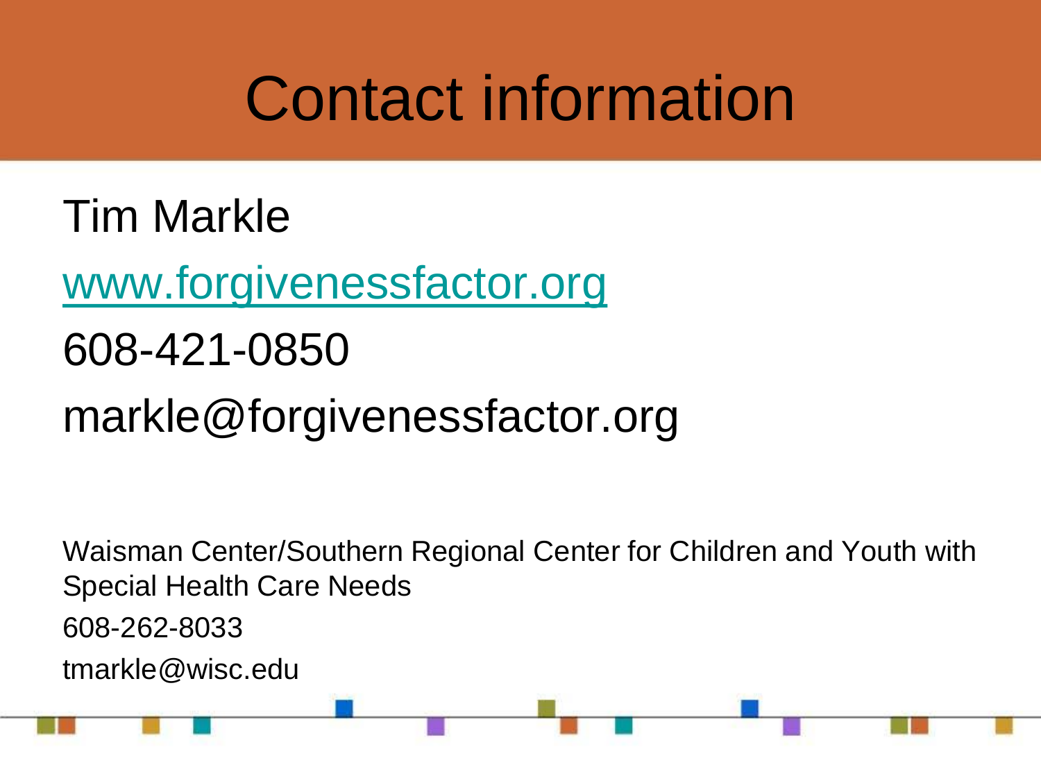# Contact information

Tim Markle

[www.forgivenessfactor.org](http://www.forgivenessfactor.org)

608-421-0850

markle@forgivenessfactor.org

Waisman Center/Southern Regional Center for Children and Youth with Special Health Care Needs

608-262-8033

tmarkle@wisc.edu